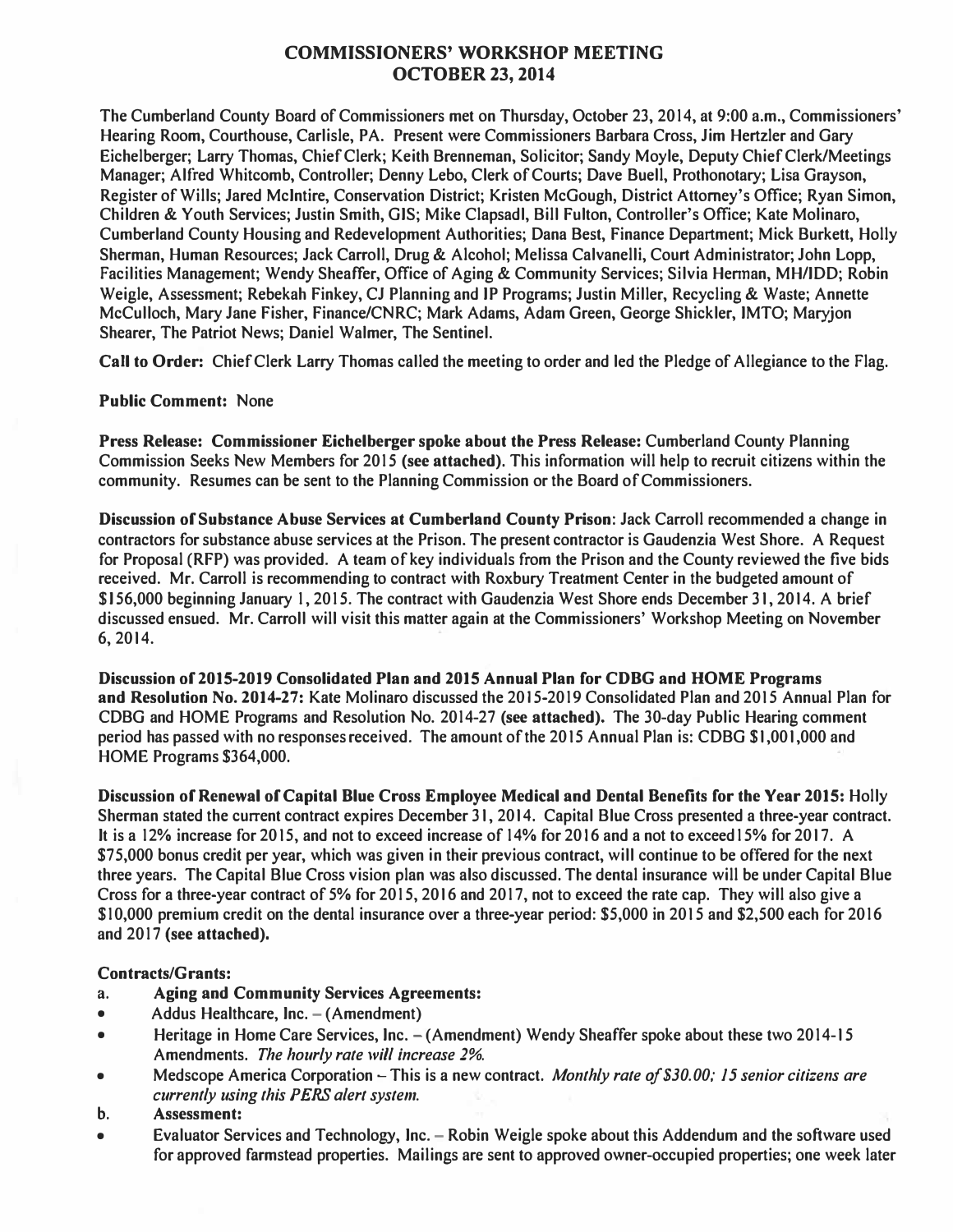# COMMISSIONERS' WORKSHOP MEETING
# OCTOBER 23, 2014

The Cumberland County Board of Commissioners met on Thursday, October 23, 2014, at 9:00 a.m., Commissioners' Hearing Room, Courthouse, Carlisle, PA. Present were Commissioners Barbara Cross, Jim Hertzler and Gary Eichelberger; Larry Thomas, Chief Clerk; Keith Brenneman, Solicitor; Sandy Moyle, Deputy Chief Clerk/Meetings Manager; Alfred Whitcomb, Controller; Denny Lebo, Clerk of Courts; Dave Buell, Prothonotary; Lisa Grayson, Register of Wills; Jared McIntire, Conservation District; Kristen McGough, District Attorney's Office; Ryan Simon, Children & Youth Services; Justin Smith, GIS; Mike Clapsadl, Bill Fulton, Controller's Office; Kate Molinaro, Cumberland County Housing and Redevelopment Authorities; Dana Best, Finance Department; Mick Burkett, Holly Sherman, Human Resources; Jack Carroll, Drug & Alcohol; Melissa Calvanelli, Court Administrator; John Lopp, Facilities Management; Wendy Sheaffer, Office of Aging & Community Services; Silvia Herman, MH/IDD; Robin Weigle, Assessment; Rebekah Finkey, CJ Planning and IP Programs; Justin Miller, Recycling & Waste; Annette McCulloch, Mary Jane Fisher, Finance/CNRC; Mark Adams, Adam Green, George Shickler, IMTO; Maryjon Shearer, The Patriot News; Daniel Walmer, The Sentinel.

**Call to Order:** Chief Clerk Larry Thomas called the meeting to order and led the Pledge of Allegiance to the Flag.

**Public Comment:** None

**Press Release: Commissioner Eichelberger spoke about the Press Release:** Cumberland County Planning Commission Seeks New Members for 2015 **(see attached).** This information will help to recruit citizens within the community. Resumes can be sent to the Planning Commission or the Board of Commissioners.

**Discussion of Substance Abuse Services at Cumberland County Prison:** Jack Carroll recommended a change in contractors for substance abuse services at the Prison. The present contractor is Gaudenzia West Shore. A Request for Proposal (RFP) was provided. A team of key individuals from the Prison and the County reviewed the five bids received. Mr. Carroll is recommending to contract with Roxbury Treatment Center in the budgeted amount of $156,000 beginning January 1, 2015. The contract with Gaudenzia West Shore ends December 31, 2014. A brief discussed ensued. Mr. Carroll will visit this matter again at the Commissioners' Workshop Meeting on November 6, 2014.

**Discussion of 2015-2019 Consolidated Plan and 2015 Annual Plan for CDBG and HOME Programs and Resolution No. 2014-27:** Kate Molinaro discussed the 2015-2019 Consolidated Plan and 2015 Annual Plan for CDBG and HOME Programs and Resolution No. 2014-27 **(see attached).** The 30-day Public Hearing comment period has passed with no responses received. The amount of the 2015 Annual Plan is: CDBG $1,001,000 and HOME Programs $364,000.

**Discussion of Renewal of Capital Blue Cross Employee Medical and Dental Benefits for the Year 2015:** Holly Sherman stated the current contract expires December 31, 2014. Capital Blue Cross presented a three-year contract. It is a 12% increase for 2015, and not to exceed increase of 14% for 2016 and a not to exceed15% for 2017. A $75,000 bonus credit per year, which was given in their previous contract, will continue to be offered for the next three years. The Capital Blue Cross vision plan was also discussed. The dental insurance will be under Capital Blue Cross for a three-year contract of 5% for 2015, 2016 and 2017, not to exceed the rate cap. They will also give a $10,000 premium credit on the dental insurance over a three-year period: $5,000 in 2015 and $2,500 each for 2016 and 2017 **(see attached).**

**Contracts/Grants:**

a. **Aging and Community Services Agreements:**

- Addus Healthcare, Inc. – (Amendment)
- Heritage in Home Care Services, Inc. – (Amendment) Wendy Sheaffer spoke about these two 2014-15 Amendments. *The hourly rate will increase 2%.*
- Medscope America Corporation – This is a new contract. *Monthly rate of $30.00; 15 senior citizens are currently using this PERS alert system.*

b. **Assessment:**

- Evaluator Services and Technology, Inc. – Robin Weigle spoke about this Addendum and the software used for approved farmstead properties. Mailings are sent to approved owner-occupied properties; one week later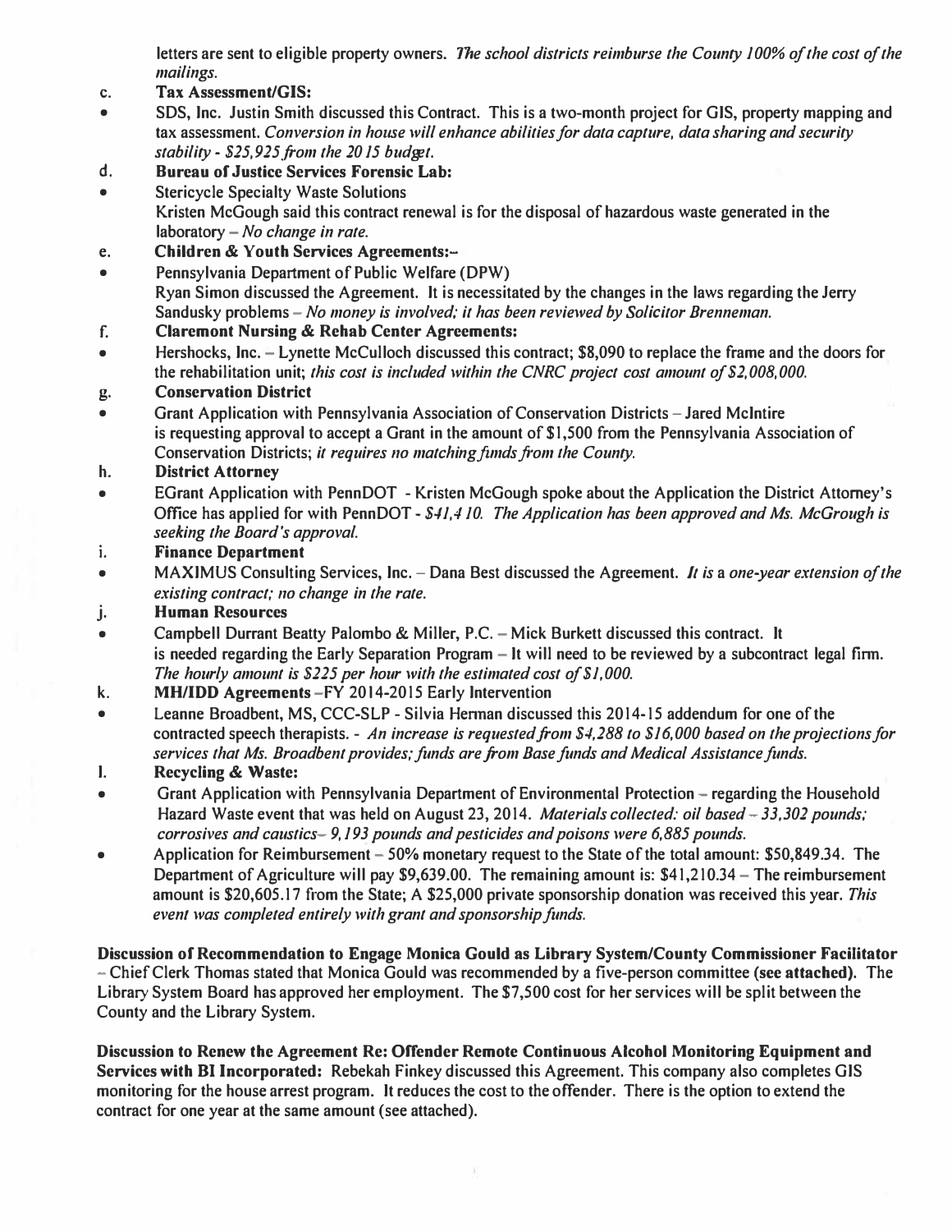letters are sent to eligible property owners. *The school districts reimburse the County 100% of the cost of the mailings.*

c. **Tax Assessment/GIS:**

- SDS, Inc. Justin Smith discussed this Contract. This is a two-month project for GIS, property mapping and tax assessment. *Conversion in house will enhance abilities for data capture, data sharing and security stability - $25,925 from the 2015 budget.*

d. **Bureau of Justice Services Forensic Lab:**

- Stericycle Specialty Waste Solutions
  Kristen McGough said this contract renewal is for the disposal of hazardous waste generated in the laboratory – *No change in rate.*

e. **Children & Youth Services Agreements:–**

- Pennsylvania Department of Public Welfare (DPW)
  Ryan Simon discussed the Agreement. It is necessitated by the changes in the laws regarding the Jerry Sandusky problems – *No money is involved; it has been reviewed by Solicitor Brenneman.*

f. **Claremont Nursing & Rehab Center Agreements:**

- Hershocks, Inc. – Lynette McCulloch discussed this contract; $8,090 to replace the frame and the doors for the rehabilitation unit; *this cost is included within the CNRC project cost amount of $2,008,000.*

g. **Conservation District**

- Grant Application with Pennsylvania Association of Conservation Districts – Jared McIntire is requesting approval to accept a Grant in the amount of $1,500 from the Pennsylvania Association of Conservation Districts; *it requires no matching funds from the County.*

h. **District Attorney**

- EGrant Application with PennDOT - Kristen McGough spoke about the Application the District Attorney's Office has applied for with PennDOT - *$41,410. The Application has been approved and Ms. McGrough is seeking the Board's approval.*

i. **Finance Department**

- MAXIMUS Consulting Services, Inc. – Dana Best discussed the Agreement. *It is a one-year extension of the existing contract; no change in the rate.*

j. **Human Resources**

- Campbell Durrant Beatty Palombo & Miller, P.C. – Mick Burkett discussed this contract. It is needed regarding the Early Separation Program – It will need to be reviewed by a subcontract legal firm. *The hourly amount is $225 per hour with the estimated cost of $1,000.*

k. **MH/IDD Agreements** –FY 2014-2015 Early Intervention

- Leanne Broadbent, MS, CCC-SLP - Silvia Herman discussed this 2014-15 addendum for one of the contracted speech therapists. - *An increase is requested from $4,288 to $16,000 based on the projections for services that Ms. Broadbent provides; funds are from Base funds and Medical Assistance funds.*

l. **Recycling & Waste:**

- Grant Application with Pennsylvania Department of Environmental Protection – regarding the Household Hazard Waste event that was held on August 23, 2014. *Materials collected: oil based – 33,302 pounds; corrosives and caustics– 9,193 pounds and pesticides and poisons were 6,885 pounds.*
- Application for Reimbursement – 50% monetary request to the State of the total amount: $50,849.34. The Department of Agriculture will pay $9,639.00. The remaining amount is: $41,210.34 – The reimbursement amount is $20,605.17 from the State; A $25,000 private sponsorship donation was received this year. *This event was completed entirely with grant and sponsorship funds.*

**Discussion of Recommendation to Engage Monica Gould as Library System/County Commissioner Facilitator** – Chief Clerk Thomas stated that Monica Gould was recommended by a five-person committee **(see attached)**. The Library System Board has approved her employment. The $7,500 cost for her services will be split between the County and the Library System.

**Discussion to Renew the Agreement Re: Offender Remote Continuous Alcohol Monitoring Equipment and Services with BI Incorporated:** Rebekah Finkey discussed this Agreement. This company also completes GIS monitoring for the house arrest program. It reduces the cost to the offender. There is the option to extend the contract for one year at the same amount (see attached).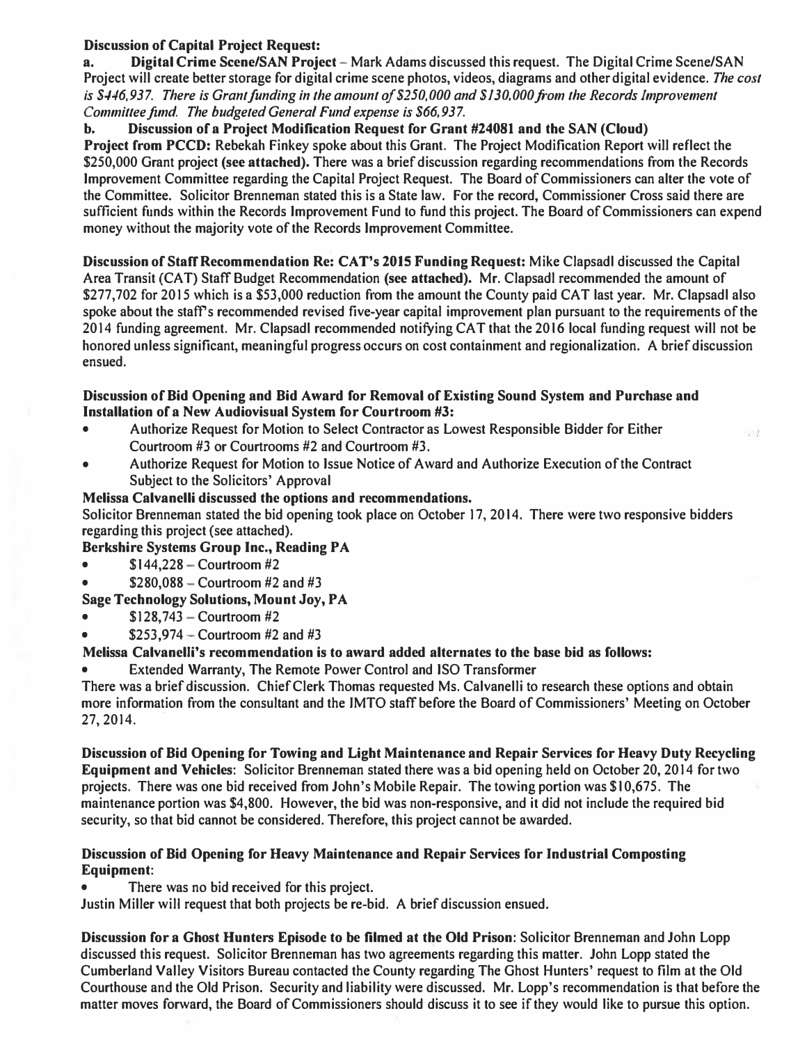**Discussion of Capital Project Request:**

**a. Digital Crime Scene/SAN Project** – Mark Adams discussed this request. The Digital Crime Scene/SAN Project will create better storage for digital crime scene photos, videos, diagrams and other digital evidence. *The cost is $446,937. There is Grant funding in the amount of $250,000 and $130,000 from the Records Improvement Committee fund. The budgeted General Fund expense is $66,937.*

**b. Discussion of a Project Modification Request for Grant #24081 and the SAN (Cloud) Project from PCCD:** Rebekah Finkey spoke about this Grant. The Project Modification Report will reflect the $250,000 Grant project **(see attached).** There was a brief discussion regarding recommendations from the Records Improvement Committee regarding the Capital Project Request. The Board of Commissioners can alter the vote of the Committee. Solicitor Brenneman stated this is a State law. For the record, Commissioner Cross said there are sufficient funds within the Records Improvement Fund to fund this project. The Board of Commissioners can expend money without the majority vote of the Records Improvement Committee.

**Discussion of Staff Recommendation Re: CAT's 2015 Funding Request:** Mike Clapsadl discussed the Capital Area Transit (CAT) Staff Budget Recommendation **(see attached).** Mr. Clapsadl recommended the amount of $277,702 for 2015 which is a $53,000 reduction from the amount the County paid CAT last year. Mr. Clapsadl also spoke about the staff's recommended revised five-year capital improvement plan pursuant to the requirements of the 2014 funding agreement. Mr. Clapsadl recommended notifying CAT that the 2016 local funding request will not be honored unless significant, meaningful progress occurs on cost containment and regionalization. A brief discussion ensued.

**Discussion of Bid Opening and Bid Award for Removal of Existing Sound System and Purchase and Installation of a New Audiovisual System for Courtroom #3:**

- Authorize Request for Motion to Select Contractor as Lowest Responsible Bidder for Either Courtroom #3 or Courtrooms #2 and Courtroom #3.
- Authorize Request for Motion to Issue Notice of Award and Authorize Execution of the Contract Subject to the Solicitors' Approval

**Melissa Calvanelli discussed the options and recommendations.**

Solicitor Brenneman stated the bid opening took place on October 17, 2014. There were two responsive bidders regarding this project (see attached).

**Berkshire Systems Group Inc., Reading PA**

- $144,228 – Courtroom #2
- $280,088 – Courtroom #2 and #3

**Sage Technology Solutions, Mount Joy, PA**

- $128,743 – Courtroom #2
- $253,974 – Courtroom #2 and #3

**Melissa Calvanelli's recommendation is to award added alternates to the base bid as follows:**

- Extended Warranty, The Remote Power Control and ISO Transformer

There was a brief discussion. Chief Clerk Thomas requested Ms. Calvanelli to research these options and obtain more information from the consultant and the IMTO staff before the Board of Commissioners' Meeting on October 27, 2014.

**Discussion of Bid Opening for Towing and Light Maintenance and Repair Services for Heavy Duty Recycling Equipment and Vehicles**: Solicitor Brenneman stated there was a bid opening held on October 20, 2014 for two projects. There was one bid received from John's Mobile Repair. The towing portion was $10,675. The maintenance portion was $4,800. However, the bid was non-responsive, and it did not include the required bid security, so that bid cannot be considered. Therefore, this project cannot be awarded.

**Discussion of Bid Opening for Heavy Maintenance and Repair Services for Industrial Composting Equipment**:

- There was no bid received for this project.

Justin Miller will request that both projects be re-bid. A brief discussion ensued.

**Discussion for a Ghost Hunters Episode to be filmed at the Old Prison**: Solicitor Brenneman and John Lopp discussed this request. Solicitor Brenneman has two agreements regarding this matter. John Lopp stated the Cumberland Valley Visitors Bureau contacted the County regarding The Ghost Hunters' request to film at the Old Courthouse and the Old Prison. Security and liability were discussed. Mr. Lopp's recommendation is that before the matter moves forward, the Board of Commissioners should discuss it to see if they would like to pursue this option.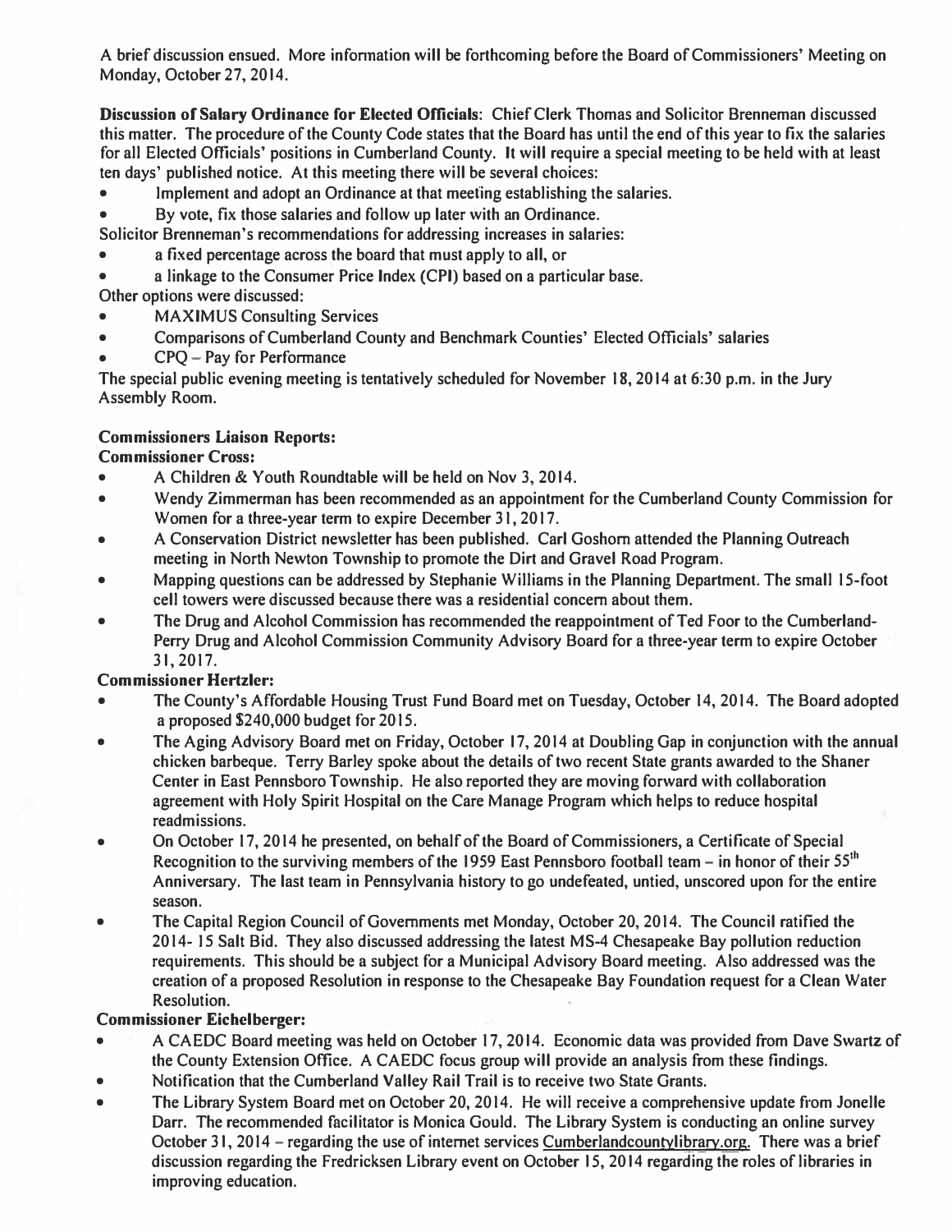A brief discussion ensued. More information will be forthcoming before the Board of Commissioners' Meeting on Monday, October 27, 2014.

**Discussion of Salary Ordinance for Elected Officials**: Chief Clerk Thomas and Solicitor Brenneman discussed this matter. The procedure of the County Code states that the Board has until the end of this year to fix the salaries for all Elected Officials' positions in Cumberland County. It will require a special meeting to be held with at least ten days' published notice. At this meeting there will be several choices:

- Implement and adopt an Ordinance at that meeting establishing the salaries.
- By vote, fix those salaries and follow up later with an Ordinance.

Solicitor Brenneman's recommendations for addressing increases in salaries:

- a fixed percentage across the board that must apply to all, or
- a linkage to the Consumer Price Index (CPI) based on a particular base.

Other options were discussed:

- MAXIMUS Consulting Services
- Comparisons of Cumberland County and Benchmark Counties' Elected Officials' salaries
- CPQ – Pay for Performance

The special public evening meeting is tentatively scheduled for November 18, 2014 at 6:30 p.m. in the Jury Assembly Room.

**Commissioners Liaison Reports:**

**Commissioner Cross:**

- A Children & Youth Roundtable will be held on Nov 3, 2014.
- Wendy Zimmerman has been recommended as an appointment for the Cumberland County Commission for Women for a three-year term to expire December 31, 2017.
- A Conservation District newsletter has been published. Carl Goshorn attended the Planning Outreach meeting in North Newton Township to promote the Dirt and Gravel Road Program.
- Mapping questions can be addressed by Stephanie Williams in the Planning Department. The small 15-foot cell towers were discussed because there was a residential concern about them.
- The Drug and Alcohol Commission has recommended the reappointment of Ted Foor to the Cumberland-Perry Drug and Alcohol Commission Community Advisory Board for a three-year term to expire October 31, 2017.

**Commissioner Hertzler:**

- The County's Affordable Housing Trust Fund Board met on Tuesday, October 14, 2014. The Board adopted a proposed $240,000 budget for 2015.
- The Aging Advisory Board met on Friday, October 17, 2014 at Doubling Gap in conjunction with the annual chicken barbeque. Terry Barley spoke about the details of two recent State grants awarded to the Shaner Center in East Pennsboro Township. He also reported they are moving forward with collaboration agreement with Holy Spirit Hospital on the Care Manage Program which helps to reduce hospital readmissions.
- On October 17, 2014 he presented, on behalf of the Board of Commissioners, a Certificate of Special Recognition to the surviving members of the 1959 East Pennsboro football team – in honor of their 55th Anniversary. The last team in Pennsylvania history to go undefeated, untied, unscored upon for the entire season.
- The Capital Region Council of Governments met Monday, October 20, 2014. The Council ratified the 2014-15 Salt Bid. They also discussed addressing the latest MS-4 Chesapeake Bay pollution reduction requirements. This should be a subject for a Municipal Advisory Board meeting. Also addressed was the creation of a proposed Resolution in response to the Chesapeake Bay Foundation request for a Clean Water Resolution.

**Commissioner Eichelberger:**

- A CAEDC Board meeting was held on October 17, 2014. Economic data was provided from Dave Swartz of the County Extension Office. A CAEDC focus group will provide an analysis from these findings.
- Notification that the Cumberland Valley Rail Trail is to receive two State Grants.
- The Library System Board met on October 20, 2014. He will receive a comprehensive update from Jonelle Darr. The recommended facilitator is Monica Gould. The Library System is conducting an online survey October 31, 2014 – regarding the use of internet services Cumberlandcountylibrary.org. There was a brief discussion regarding the Fredricksen Library event on October 15, 2014 regarding the roles of libraries in improving education.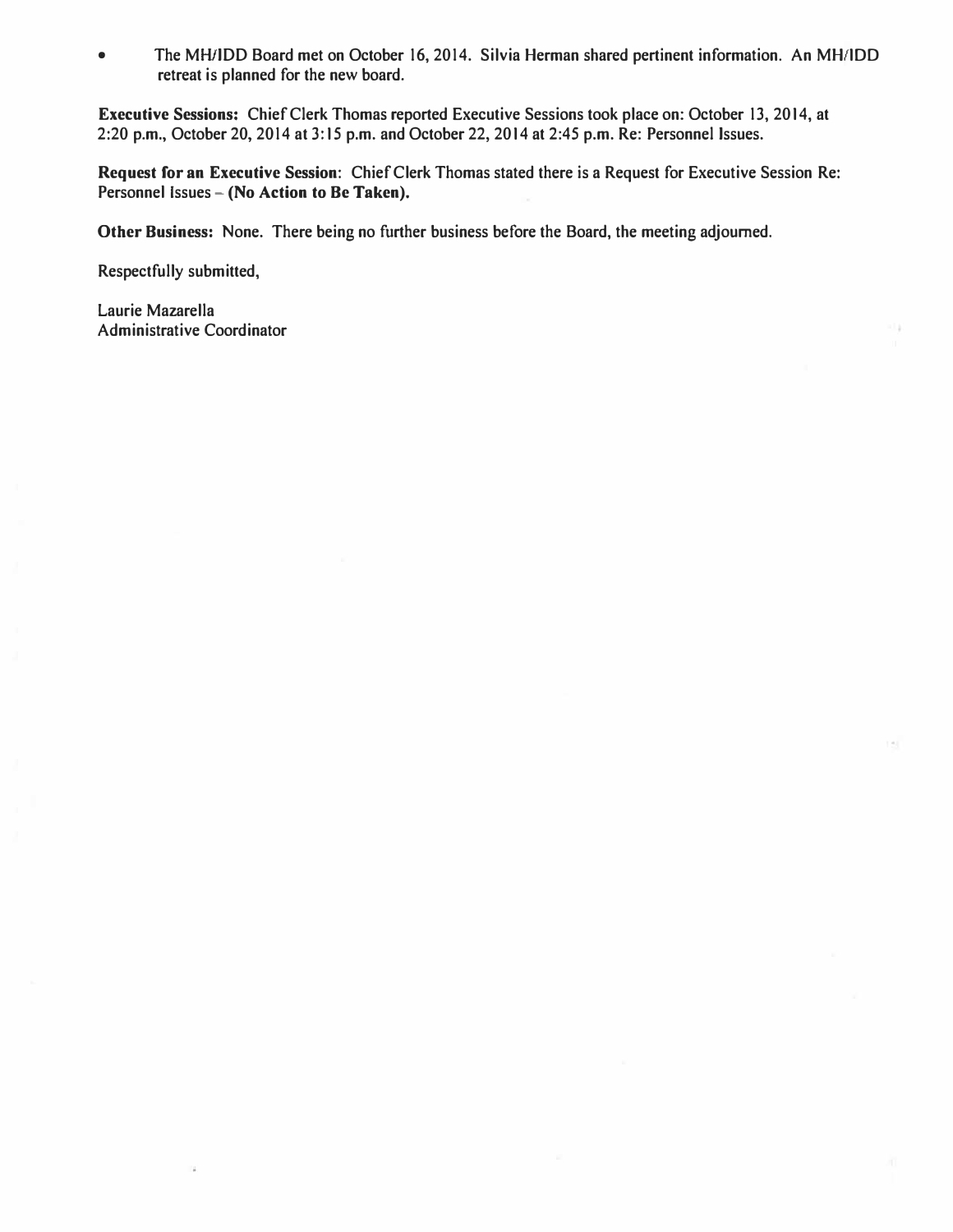- The MH/IDD Board met on October 16, 2014. Silvia Herman shared pertinent information. An MH/IDD retreat is planned for the new board.

**Executive Sessions:** Chief Clerk Thomas reported Executive Sessions took place on: October 13, 2014, at 2:20 p.m., October 20, 2014 at 3:15 p.m. and October 22, 2014 at 2:45 p.m. Re: Personnel Issues.

**Request for an Executive Session**: Chief Clerk Thomas stated there is a Request for Executive Session Re: Personnel Issues – **(No Action to Be Taken).**

**Other Business:** None. There being no further business before the Board, the meeting adjourned.

Respectfully submitted,

Laurie Mazarella
Administrative Coordinator